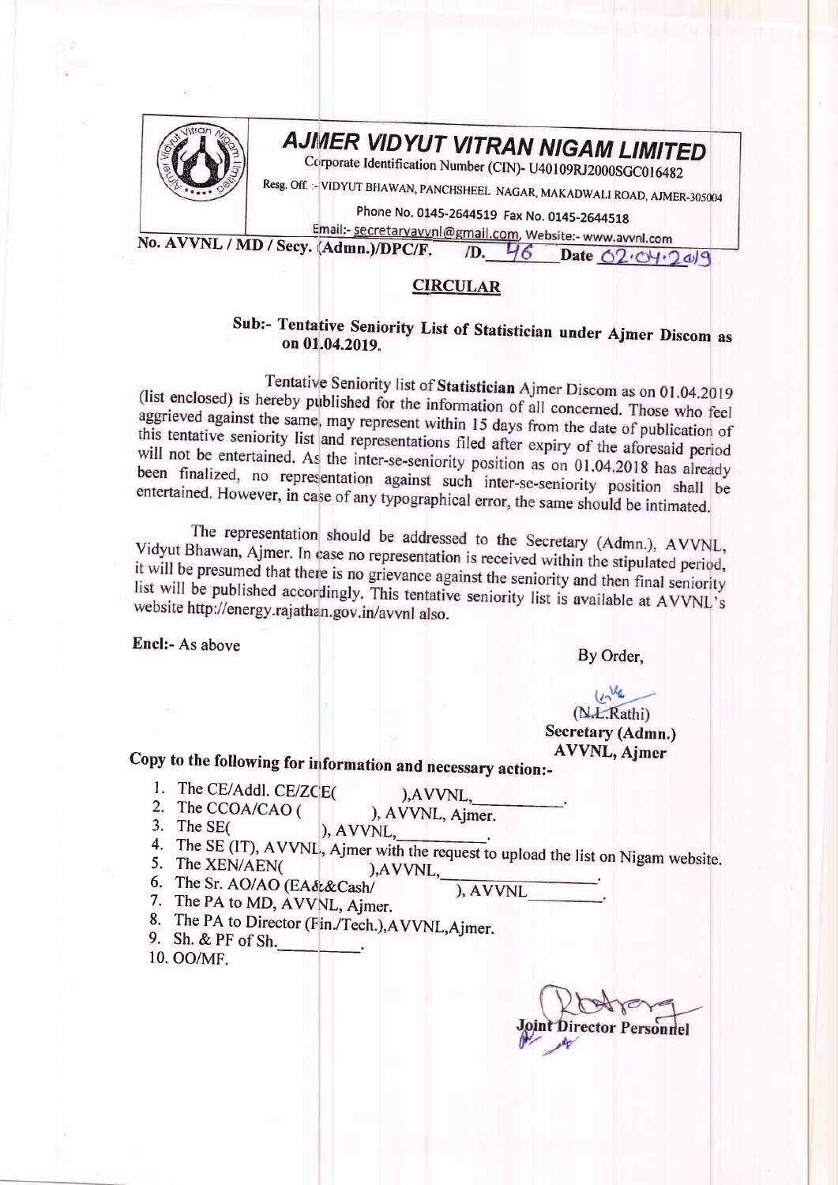# AJMER VIDYUT VITRAN NIGAM LIMITED

Corporate Identification Number (CIN)- U40109RJ2000SGC016482

Resg. Off. :- VIDYUT BHAWAN, PANCHSHEEL NAGAR, MAKADWALI ROAD, AJMER-305004

Phone No. 0145-2644519 Fax No. 0145-2644518

Email:- secretaryavvnl@gmail.com, Website:- www.avvnl.com

No. AVVNL / MD / Secy. (Admn.)/DPC/F. /D. 46 Date 02.04.2019

## CIRCULAR

**Sub:- Tentative Seniority List of Statistician under Ajmer Discom as on 01.04.2019.**

Tentative Seniority list of **Statistician** Ajmer Discom as on 01.04.2019 (list enclosed) is hereby published for the information of all concerned. Those who feel aggrieved against the same, may represent within 15 days from the date of publication of this tentative seniority list and representations filed after expiry of the aforesaid period will not be entertained. As the inter-se-seniority position as on 01.04.2018 has already been finalized, no representation against such inter-se-seniority position shall be entertained. However, in case of any typographical error, the same should be intimated.

The representation should be addressed to the Secretary (Admn.), AVVNL, Vidyut Bhawan, Ajmer. In case no representation is received within the stipulated period, it will be presumed that there is no grievance against the seniority and then final seniority list will be published accordingly. This tentative seniority list is available at AVVNL's website http://energy.rajathan.gov.in/avvnl also.

Encl:- As above

By Order,

(N.L.Rathi)
**Secretary (Admn.)**
**AVVNL, Ajmer**

**Copy to the following for information and necessary action:-**

1. The CE/Addl. CE/ZCE( ),AVVNL,\_\_\_\_\_\_\_\_\_\_.
2. The CCOA/CAO ( ), AVVNL, Ajmer.
3. The SE( ), AVVNL,\_\_\_\_\_\_\_\_\_\_.
4. The SE (IT), AVVNL, Ajmer with the request to upload the list on Nigam website.
5. The XEN/AEN( ),AVVNL,\_\_\_\_\_\_\_\_\_\_\_\_\_\_\_\_\_\_.
6. The Sr. AO/AO (EA&&Cash/ ), AVVNL\_\_\_\_\_\_\_\_\_.
7. The PA to MD, AVVNL, Ajmer.
8. The PA to Director (Fin./Tech.),AVVNL,Ajmer.
9. Sh. & PF of Sh.\_\_\_\_\_\_\_\_\_\_.
10. OO/MF.

**Joint Director Personnel**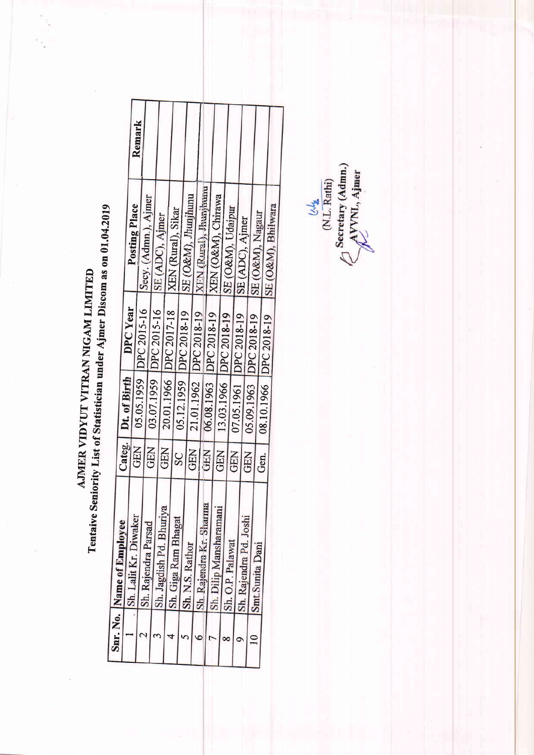**AJMER VIDYUT VITRAN NIGAM LIMITED**

**Tentaive Seniority List of Statistician under Ajmer Discom as on 01.04.2019**

| Snr. No. | Name of Employee | Categ. | Dt. of Birth | DPC Year | Posting Place | Remark |
|---|---|---|---|---|---|---|
| 1 | Sh. Lalit Kr. Diwaker | GEN | 05.05.1959 | DPC 2015-16 | Secy. (Admn.), Ajmer | |
| 2 | Sh. Rajendra Parsad | GEN | 03.07.1959 | DPC 2015-16 | SE (ADC), Ajmer | |
| 3 | Sh. Jagdish Pd. Bhuriya | GEN | 20.01.1966 | DPC 2017-18 | XEN (Rural), Sikar | |
| 4 | Sh. Giga Ram Bhagat | SC | 05.12.1959 | DPC 2018-19 | SE (O&M), Jhunjhunu | |
| 5 | Sh. N.S. Rathor | GEN | 21.01.1962 | DPC 2018-19 | XEN (Rural), Jhunjhunu | |
| 6 | Sh. Rajendra Kr. Sharma | GEN | 06.08.1963 | DPC 2018-19 | XEN (O&M), Chirawa | |
| 7 | Sh. Dilip Mansharamani | GEN | 13.03.1966 | DPC 2018-19 | SE (O&M), Udaipur | |
| 8 | Sh. O.P. Palawat | GEN | 07.05.1961 | DPC 2018-19 | SE (ADC), Ajmer | |
| 9 | Sh. Rajendra Pd. Joshi | GEN | 05.09.1963 | DPC 2018-19 | SE (O&M), Nagaur | |
| 10 | Smt.Sunita Dani | Gen. | 08.10.1966 | DPC 2018-19 | SE (O&M), Bhilwara | |

(N.L. Rathi)
Secretary (Admn.)
AVVNL, Ajmer